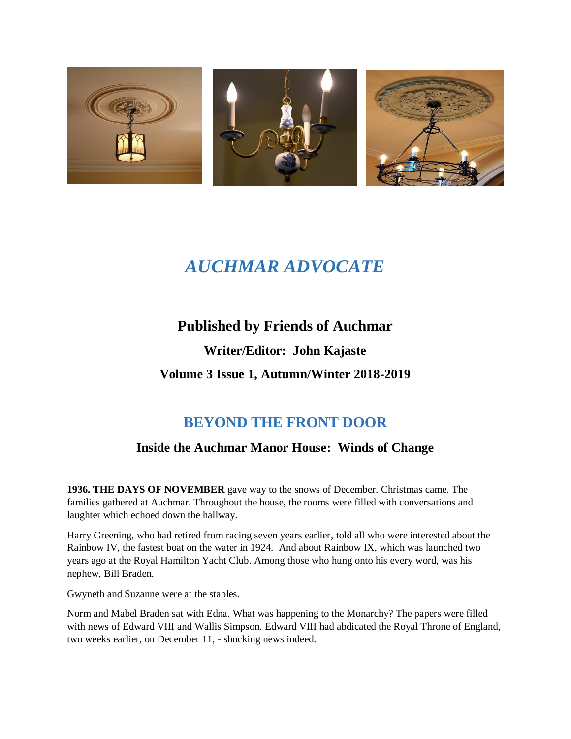# *AUCHMAR ADVOCATE*

## Published by Friends of Auchmar

### Writer/Editor: John Kajaste

### Volume 3 Issue 1, Autumn/Winter 2018-2019

## BEYOND THE FRONT DOOR

### Inside the Auchmar Manor House: Winds of Change

**1936. THE DAYS OF NOVEMBER** gave way to the snows of December. Christmas came. The families gathered at Auchmar. Throughout the house, the rooms were filled with conversations and laughter which echoed down the hallway.

Harry Greening, who had retired from racing seven years earlier, told all who were interested about the Rainbow IV, the fastest boat on the water in 1924. And about Rainbow IX, which was launched two years ago at the Royal Hamilton Yacht Club. Among those who hung onto his every word, was his nephew, Bill Braden.

Gwyneth and Suzanne were at the stables.

Norm and Mabel Braden sat with Edna. What was happening to the Monarchy? The papers were filled with news of Edward VIII and Wallis Simpson. Edward VIII had abdicated the Royal Throne of England, two weeks earlier, on December 11, - shocking news indeed.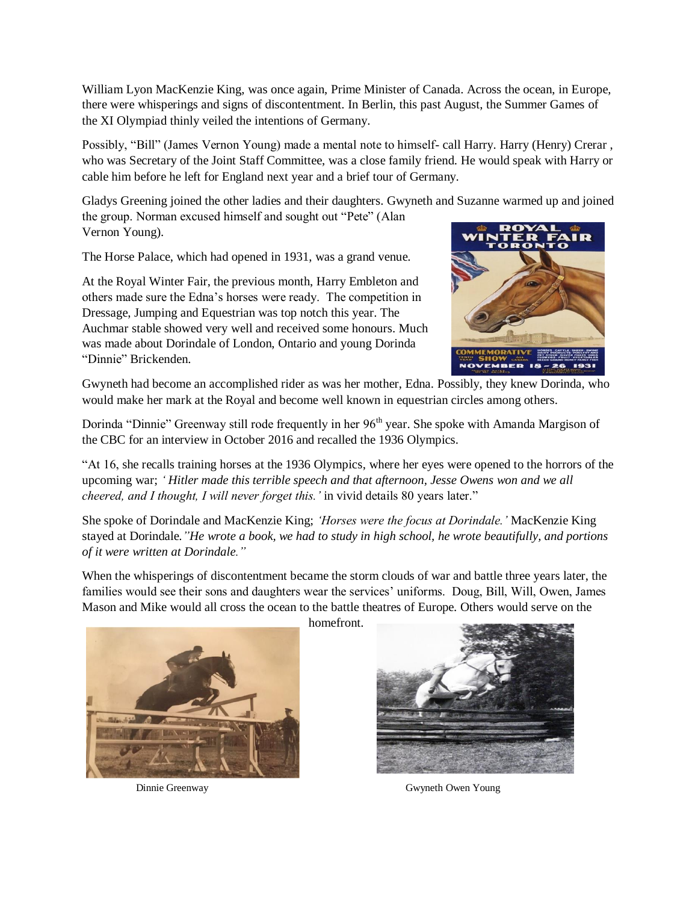William Lyon MacKenzie King, was once again, Prime Minister of Canada. Across the ocean, in Europe, there were whisperings and signs of discontentment. In Berlin, this past August, the Summer Games of the XI Olympiad thinly veiled the intentions of Germany.

Possibly, "Bill" (James Vernon Young) made a mental note to himself- call Harry. Harry (Henry) Crerar , who was Secretary of the Joint Staff Committee, was a close family friend. He would speak with Harry or cable him before he left for England next year and a brief tour of Germany.

Gladys Greening joined the other ladies and their daughters. Gwyneth and Suzanne warmed up and joined the group. Norman excused himself and sought out "Pete" (Alan Vernon Young).

The Horse Palace, which had opened in 1931, was a grand venue.

At the Royal Winter Fair, the previous month, Harry Embleton and others made sure the Edna's horses were ready. The competition in Dressage, Jumping and Equestrian was top notch this year. The Auchmar stable showed very well and received some honours. Much was made about Dorindale of London, Ontario and young Dorinda "Dinnie" Brickenden.

Gwyneth had become an accomplished rider as was her mother, Edna. Possibly, they knew Dorinda, who would make her mark at the Royal and become well known in equestrian circles among others.

Dorinda "Dinnie" Greenway still rode frequently in her 96th year. She spoke with Amanda Margison of the CBC for an interview in October 2016 and recalled the 1936 Olympics.

"At 16, she recalls training horses at the 1936 Olympics, where her eyes were opened to the horrors of the upcoming war; *' Hitler made this terrible speech and that afternoon, Jesse Owens won and we all cheered, and I thought, I will never forget this.'* in vivid details 80 years later."

She spoke of Dorindale and MacKenzie King; *'Horses were the focus at Dorindale.'* MacKenzie King stayed at Dorindale.*"He wrote a book, we had to study in high school, he wrote beautifully, and portions of it were written at Dorindale."*

When the whisperings of discontentment became the storm clouds of war and battle three years later, the families would see their sons and daughters wear the services' uniforms. Doug, Bill, Will, Owen, James Mason and Mike would all cross the ocean to the battle theatres of Europe. Others would serve on the homefront.

Dinnie Greenway

Gwyneth Owen Young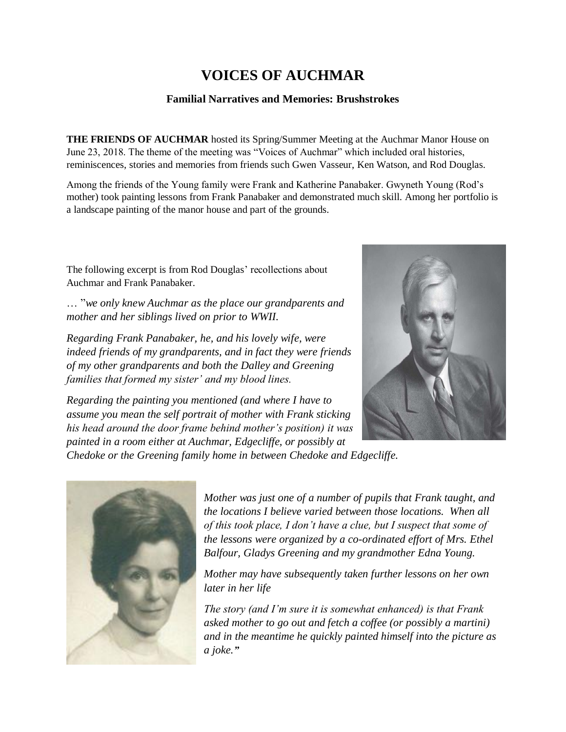# VOICES OF AUCHMAR

### Familial Narratives and Memories: Brushstrokes

**THE FRIENDS OF AUCHMAR** hosted its Spring/Summer Meeting at the Auchmar Manor House on June 23, 2018. The theme of the meeting was "Voices of Auchmar" which included oral histories, reminiscences, stories and memories from friends such Gwen Vasseur, Ken Watson, and Rod Douglas.

Among the friends of the Young family were Frank and Katherine Panabaker. Gwyneth Young (Rod's mother) took painting lessons from Frank Panabaker and demonstrated much skill. Among her portfolio is a landscape painting of the manor house and part of the grounds.

The following excerpt is from Rod Douglas' recollections about Auchmar and Frank Panabaker.

… "*we only knew Auchmar as the place our grandparents and mother and her siblings lived on prior to WWII.*

*Regarding Frank Panabaker, he, and his lovely wife, were indeed friends of my grandparents, and in fact they were friends of my other grandparents and both the Dalley and Greening families that formed my sister' and my blood lines.*

*Regarding the painting you mentioned (and where I have to assume you mean the self portrait of mother with Frank sticking his head around the door frame behind mother's position) it was painted in a room either at Auchmar, Edgecliffe, or possibly at Chedoke or the Greening family home in between Chedoke and Edgecliffe.*

*Mother was just one of a number of pupils that Frank taught, and the locations I believe varied between those locations. When all of this took place, I don't have a clue, but I suspect that some of the lessons were organized by a co-ordinated effort of Mrs. Ethel Balfour, Gladys Greening and my grandmother Edna Young.*

*Mother may have subsequently taken further lessons on her own later in her life*

*The story (and I'm sure it is somewhat enhanced) is that Frank asked mother to go out and fetch a coffee (or possibly a martini) and in the meantime he quickly painted himself into the picture as a joke."*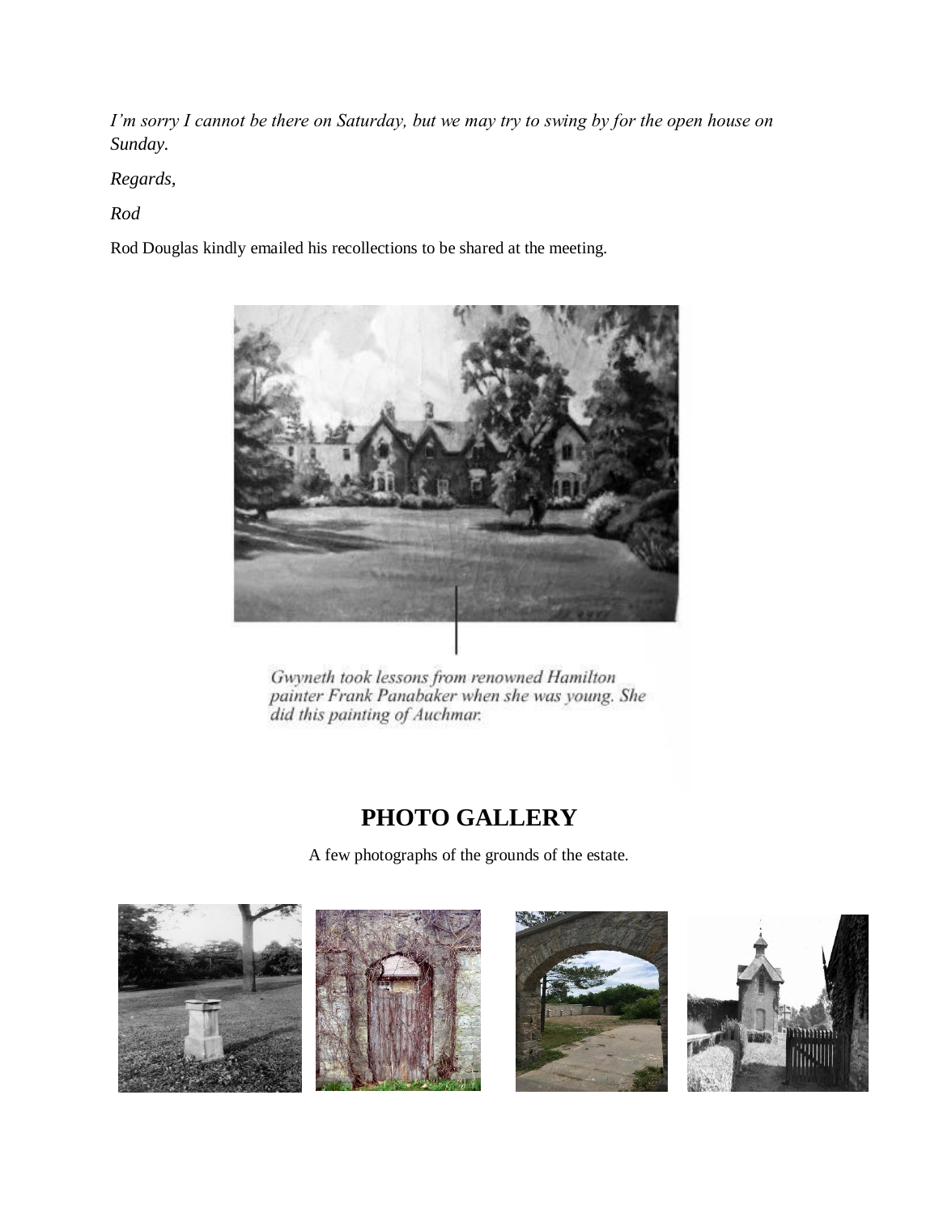*I'm sorry I cannot be there on Saturday, but we may try to swing by for the open house on Sunday.*

*Regards,*

*Rod*

Rod Douglas kindly emailed his recollections to be shared at the meeting.

*Gwyneth took lessons from renowned Hamilton painter Frank Panabaker when she was young. She did this painting of Auchmar.*

## PHOTO GALLERY

A few photographs of the grounds of the estate.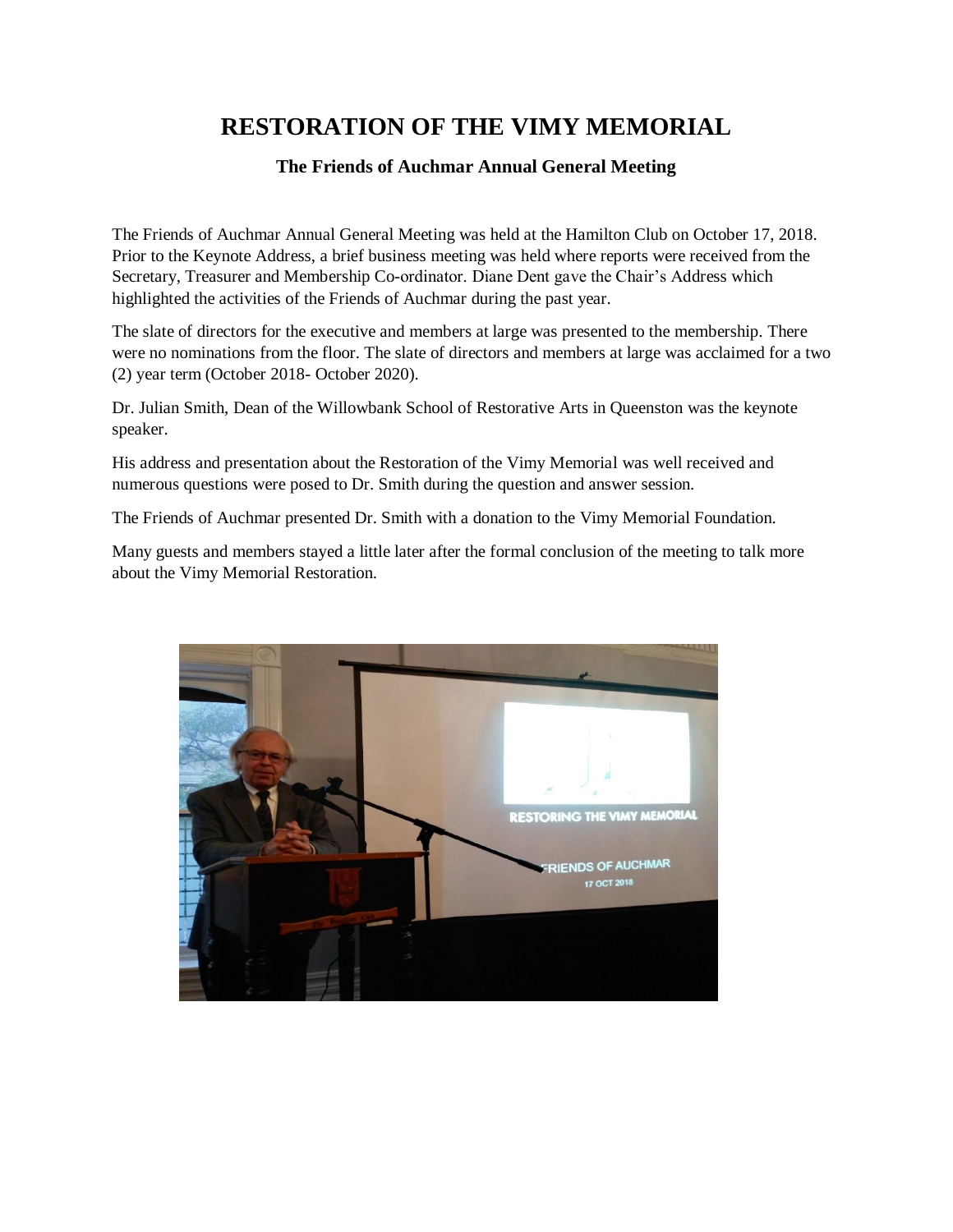# RESTORATION OF THE VIMY MEMORIAL

### The Friends of Auchmar Annual General Meeting

The Friends of Auchmar Annual General Meeting was held at the Hamilton Club on October 17, 2018. Prior to the Keynote Address, a brief business meeting was held where reports were received from the Secretary, Treasurer and Membership Co-ordinator. Diane Dent gave the Chair's Address which highlighted the activities of the Friends of Auchmar during the past year.

The slate of directors for the executive and members at large was presented to the membership. There were no nominations from the floor. The slate of directors and members at large was acclaimed for a two (2) year term (October 2018- October 2020).

Dr. Julian Smith, Dean of the Willowbank School of Restorative Arts in Queenston was the keynote speaker.

His address and presentation about the Restoration of the Vimy Memorial was well received and numerous questions were posed to Dr. Smith during the question and answer session.

The Friends of Auchmar presented Dr. Smith with a donation to the Vimy Memorial Foundation.

Many guests and members stayed a little later after the formal conclusion of the meeting to talk more about the Vimy Memorial Restoration.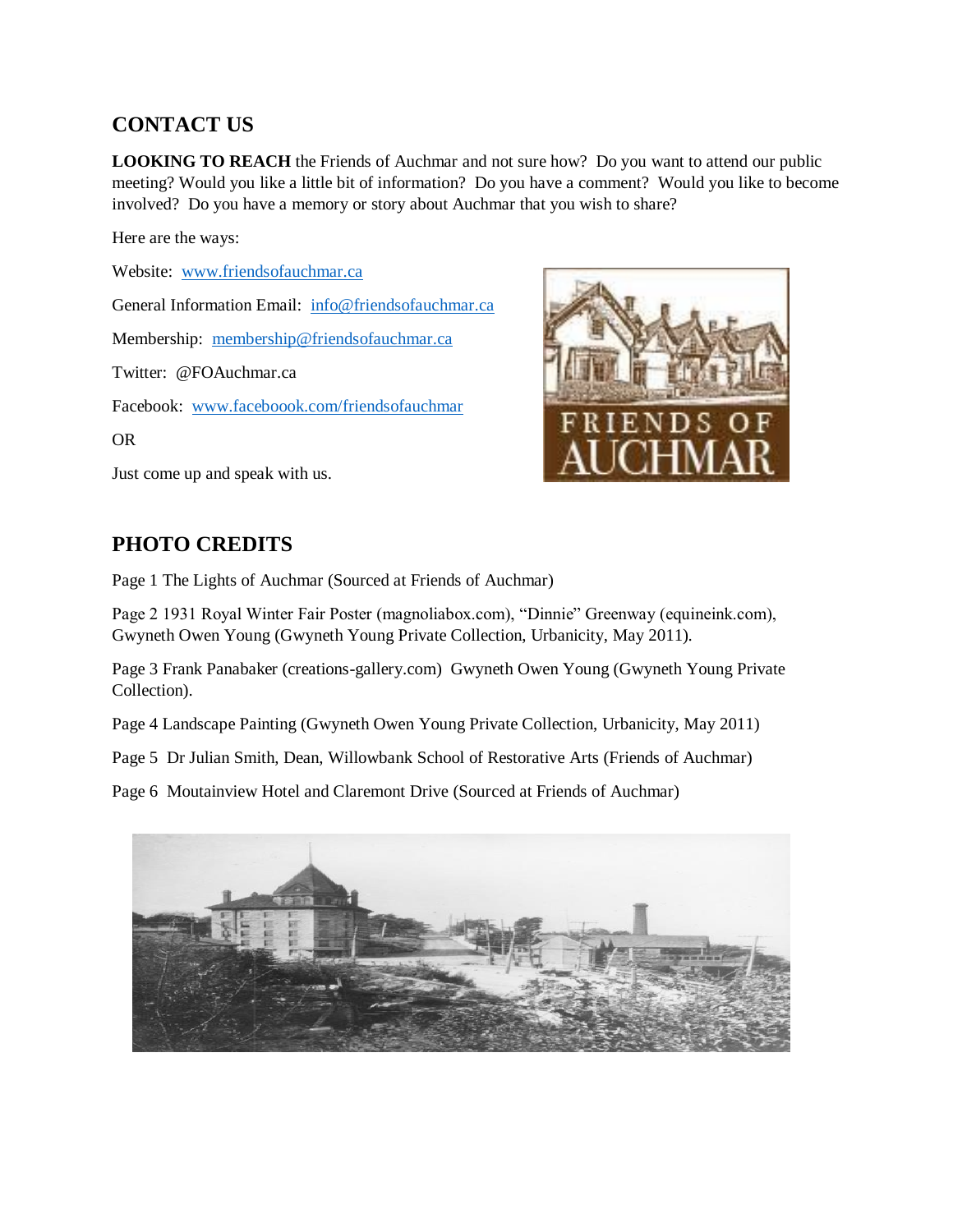## CONTACT US

**LOOKING TO REACH** the Friends of Auchmar and not sure how? Do you want to attend our public meeting? Would you like a little bit of information? Do you have a comment? Would you like to become involved? Do you have a memory or story about Auchmar that you wish to share?

Here are the ways:

Website: www.friendsofauchmar.ca

General Information Email: info@friendsofauchmar.ca

Membership: membership@friendsofauchmar.ca

Twitter: @FOAuchmar.ca

Facebook: www.faceboook.com/friendsofauchmar

OR

Just come up and speak with us.

## PHOTO CREDITS

Page 1 The Lights of Auchmar (Sourced at Friends of Auchmar)

Page 2 1931 Royal Winter Fair Poster (magnoliabox.com), "Dinnie" Greenway (equineink.com), Gwyneth Owen Young (Gwyneth Young Private Collection, Urbanicity, May 2011).

Page 3 Frank Panabaker (creations-gallery.com) Gwyneth Owen Young (Gwyneth Young Private Collection).

Page 4 Landscape Painting (Gwyneth Owen Young Private Collection, Urbanicity, May 2011)

Page 5 Dr Julian Smith, Dean, Willowbank School of Restorative Arts (Friends of Auchmar)

Page 6 Moutainview Hotel and Claremont Drive (Sourced at Friends of Auchmar)